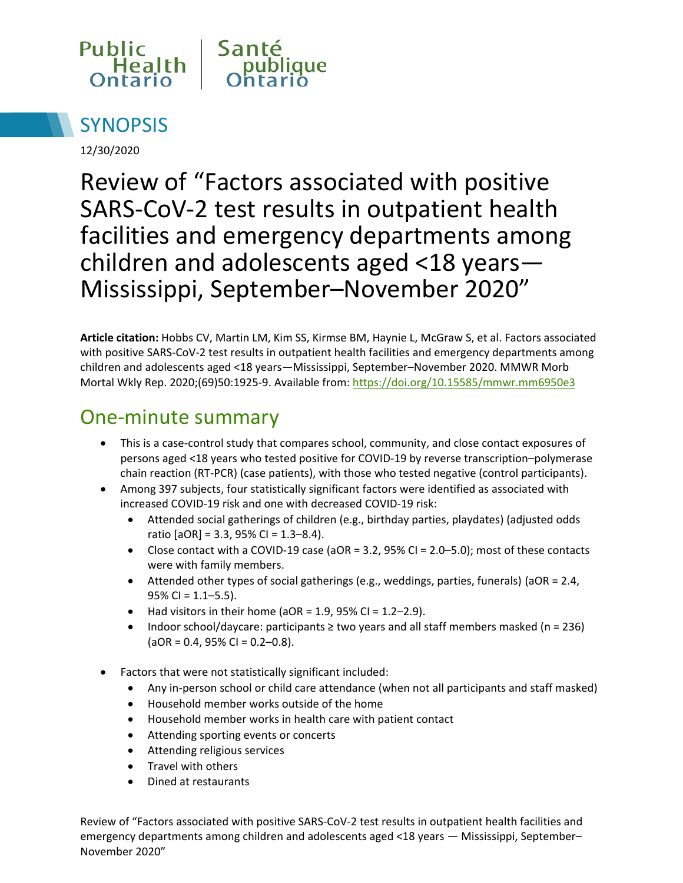Public Health Ontario | Santé publique Ontario

# SYNOPSIS

12/30/2020

# Review of "Factors associated with positive SARS-CoV-2 test results in outpatient health facilities and emergency departments among children and adolescents aged <18 years—Mississippi, September–November 2020"

**Article citation:** Hobbs CV, Martin LM, Kim SS, Kirmse BM, Haynie L, McGraw S, et al. Factors associated with positive SARS-CoV-2 test results in outpatient health facilities and emergency departments among children and adolescents aged <18 years—Mississippi, September–November 2020. MMWR Morb Mortal Wkly Rep. 2020;(69)50:1925-9. Available from: https://doi.org/10.15585/mmwr.mm6950e3

## One-minute summary

- This is a case-control study that compares school, community, and close contact exposures of persons aged <18 years who tested positive for COVID-19 by reverse transcription–polymerase chain reaction (RT-PCR) (case patients), with those who tested negative (control participants).
- Among 397 subjects, four statistically significant factors were identified as associated with increased COVID-19 risk and one with decreased COVID-19 risk:
  - Attended social gatherings of children (e.g., birthday parties, playdates) (adjusted odds ratio [aOR] = 3.3, 95% CI = 1.3–8.4).
  - Close contact with a COVID-19 case (aOR = 3.2, 95% CI = 2.0–5.0); most of these contacts were with family members.
  - Attended other types of social gatherings (e.g., weddings, parties, funerals) (aOR = 2.4, 95% CI = 1.1–5.5).
  - Had visitors in their home (aOR = 1.9, 95% CI = 1.2–2.9).
  - Indoor school/daycare: participants ≥ two years and all staff members masked (n = 236) (aOR = 0.4, 95% CI = 0.2–0.8).
- Factors that were not statistically significant included:
  - Any in-person school or child care attendance (when not all participants and staff masked)
  - Household member works outside of the home
  - Household member works in health care with patient contact
  - Attending sporting events or concerts
  - Attending religious services
  - Travel with others
  - Dined at restaurants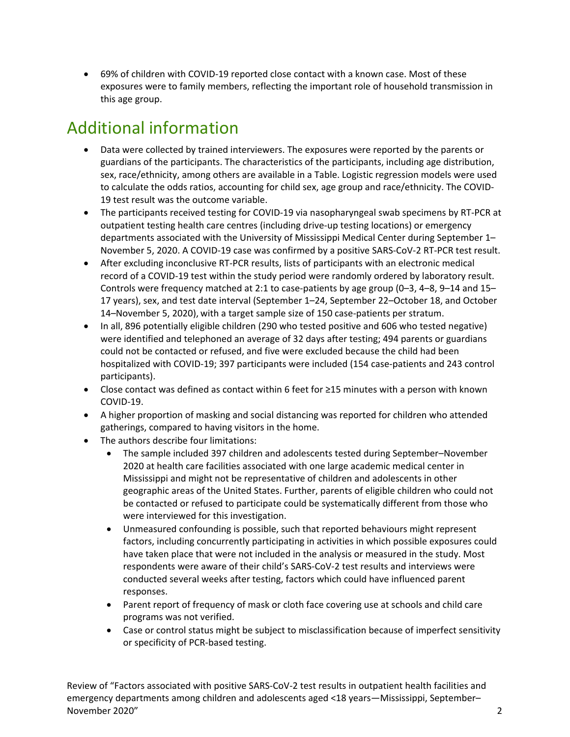- 69% of children with COVID-19 reported close contact with a known case. Most of these exposures were to family members, reflecting the important role of household transmission in this age group.

## Additional information

- Data were collected by trained interviewers. The exposures were reported by the parents or guardians of the participants. The characteristics of the participants, including age distribution, sex, race/ethnicity, among others are available in a Table. Logistic regression models were used to calculate the odds ratios, accounting for child sex, age group and race/ethnicity. The COVID-19 test result was the outcome variable.
- The participants received testing for COVID-19 via nasopharyngeal swab specimens by RT-PCR at outpatient testing health care centres (including drive-up testing locations) or emergency departments associated with the University of Mississippi Medical Center during September 1–November 5, 2020. A COVID-19 case was confirmed by a positive SARS-CoV-2 RT-PCR test result.
- After excluding inconclusive RT-PCR results, lists of participants with an electronic medical record of a COVID-19 test within the study period were randomly ordered by laboratory result. Controls were frequency matched at 2:1 to case-patients by age group (0–3, 4–8, 9–14 and 15–17 years), sex, and test date interval (September 1–24, September 22–October 18, and October 14–November 5, 2020), with a target sample size of 150 case-patients per stratum.
- In all, 896 potentially eligible children (290 who tested positive and 606 who tested negative) were identified and telephoned an average of 32 days after testing; 494 parents or guardians could not be contacted or refused, and five were excluded because the child had been hospitalized with COVID-19; 397 participants were included (154 case-patients and 243 control participants).
- Close contact was defined as contact within 6 feet for ≥15 minutes with a person with known COVID-19.
- A higher proportion of masking and social distancing was reported for children who attended gatherings, compared to having visitors in the home.
- The authors describe four limitations:
  - The sample included 397 children and adolescents tested during September–November 2020 at health care facilities associated with one large academic medical center in Mississippi and might not be representative of children and adolescents in other geographic areas of the United States. Further, parents of eligible children who could not be contacted or refused to participate could be systematically different from those who were interviewed for this investigation.
  - Unmeasured confounding is possible, such that reported behaviours might represent factors, including concurrently participating in activities in which possible exposures could have taken place that were not included in the analysis or measured in the study. Most respondents were aware of their child's SARS-CoV-2 test results and interviews were conducted several weeks after testing, factors which could have influenced parent responses.
  - Parent report of frequency of mask or cloth face covering use at schools and child care programs was not verified.
  - Case or control status might be subject to misclassification because of imperfect sensitivity or specificity of PCR-based testing.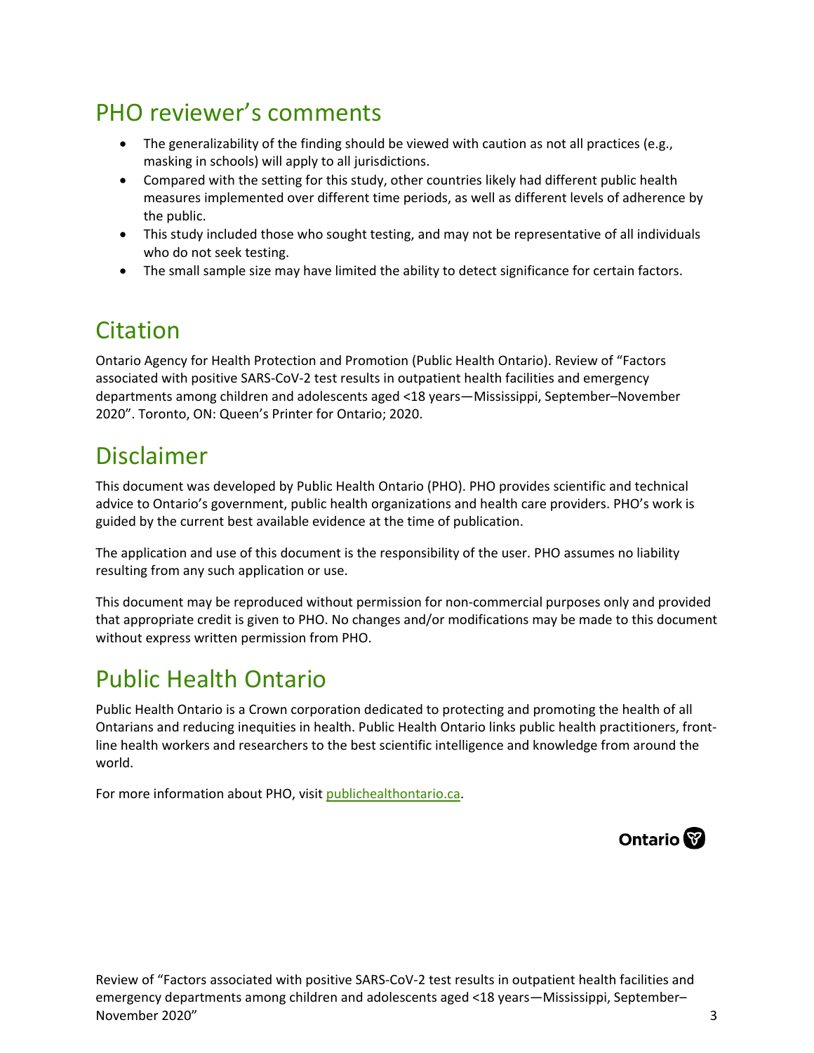## PHO reviewer's comments

- The generalizability of the finding should be viewed with caution as not all practices (e.g., masking in schools) will apply to all jurisdictions.
- Compared with the setting for this study, other countries likely had different public health measures implemented over different time periods, as well as different levels of adherence by the public.
- This study included those who sought testing, and may not be representative of all individuals who do not seek testing.
- The small sample size may have limited the ability to detect significance for certain factors.

## Citation

Ontario Agency for Health Protection and Promotion (Public Health Ontario). Review of "Factors associated with positive SARS-CoV-2 test results in outpatient health facilities and emergency departments among children and adolescents aged <18 years—Mississippi, September–November 2020". Toronto, ON: Queen's Printer for Ontario; 2020.

## Disclaimer

This document was developed by Public Health Ontario (PHO). PHO provides scientific and technical advice to Ontario's government, public health organizations and health care providers. PHO's work is guided by the current best available evidence at the time of publication.

The application and use of this document is the responsibility of the user. PHO assumes no liability resulting from any such application or use.

This document may be reproduced without permission for non-commercial purposes only and provided that appropriate credit is given to PHO. No changes and/or modifications may be made to this document without express written permission from PHO.

## Public Health Ontario

Public Health Ontario is a Crown corporation dedicated to protecting and promoting the health of all Ontarians and reducing inequities in health. Public Health Ontario links public health practitioners, front-line health workers and researchers to the best scientific intelligence and knowledge from around the world.

For more information about PHO, visit publichealthontario.ca.

Ontario